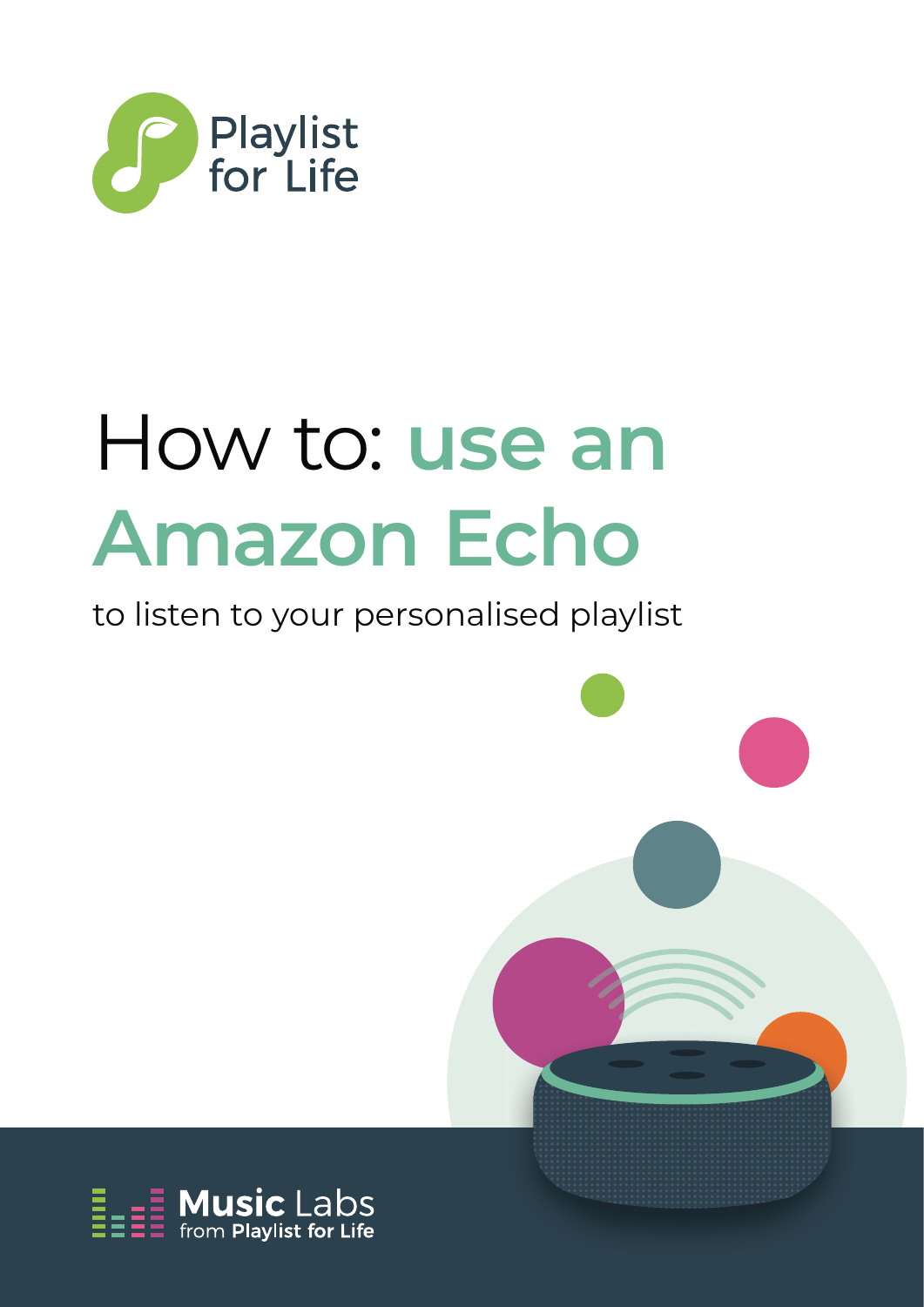Playlist for Life

# How to: use an Amazon Echo

to listen to your personalised playlist

Music Labs from Playlist for Life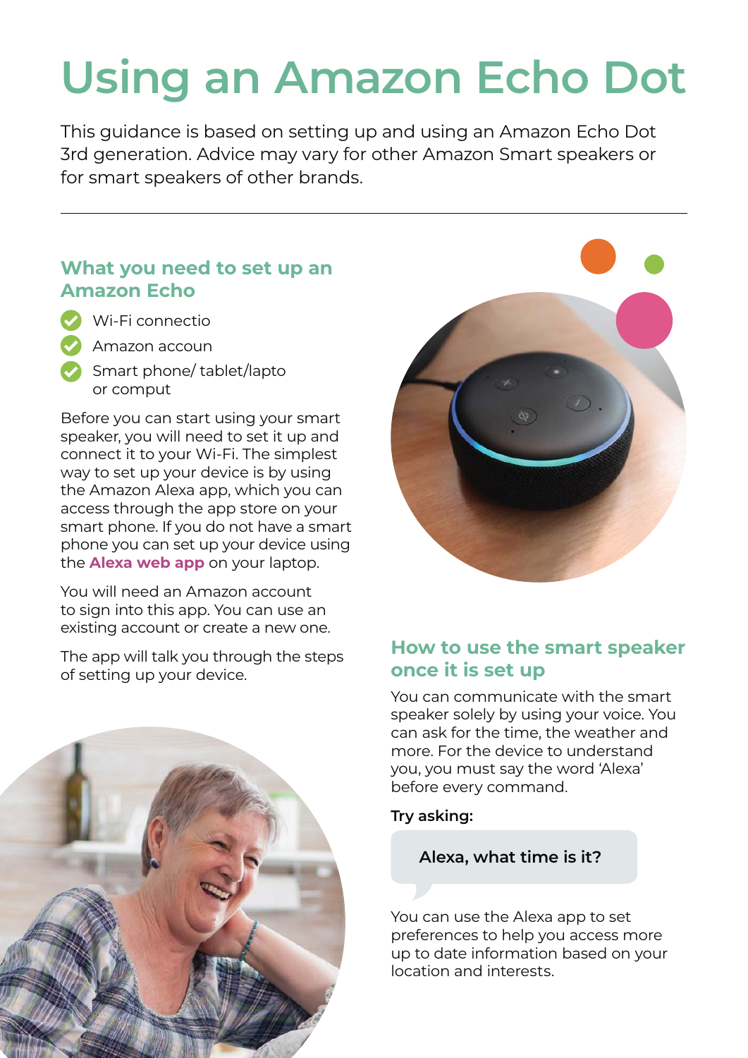# Using an Amazon Echo Dot

This guidance is based on setting up and using an Amazon Echo Dot 3rd generation. Advice may vary for other Amazon Smart speakers or for smart speakers of other brands.

---

## What you need to set up an Amazon Echo

- Wi-Fi connectio
- Amazon accoun
- Smart phone/ tablet/lapto or comput

Before you can start using your smart speaker, you will need to set it up and connect it to your Wi-Fi. The simplest way to set up your device is by using the Amazon Alexa app, which you can access through the app store on your smart phone. If you do not have a smart phone you can set up your device using the **Alexa web app** on your laptop.

You will need an Amazon account to sign into this app. You can use an existing account or create a new one.

The app will talk you through the steps of setting up your device.

## How to use the smart speaker once it is set up

You can communicate with the smart speaker solely by using your voice. You can ask for the time, the weather and more. For the device to understand you, you must say the word 'Alexa' before every command.

**Try asking:**

**Alexa, what time is it?**

You can use the Alexa app to set preferences to help you access more up to date information based on your location and interests.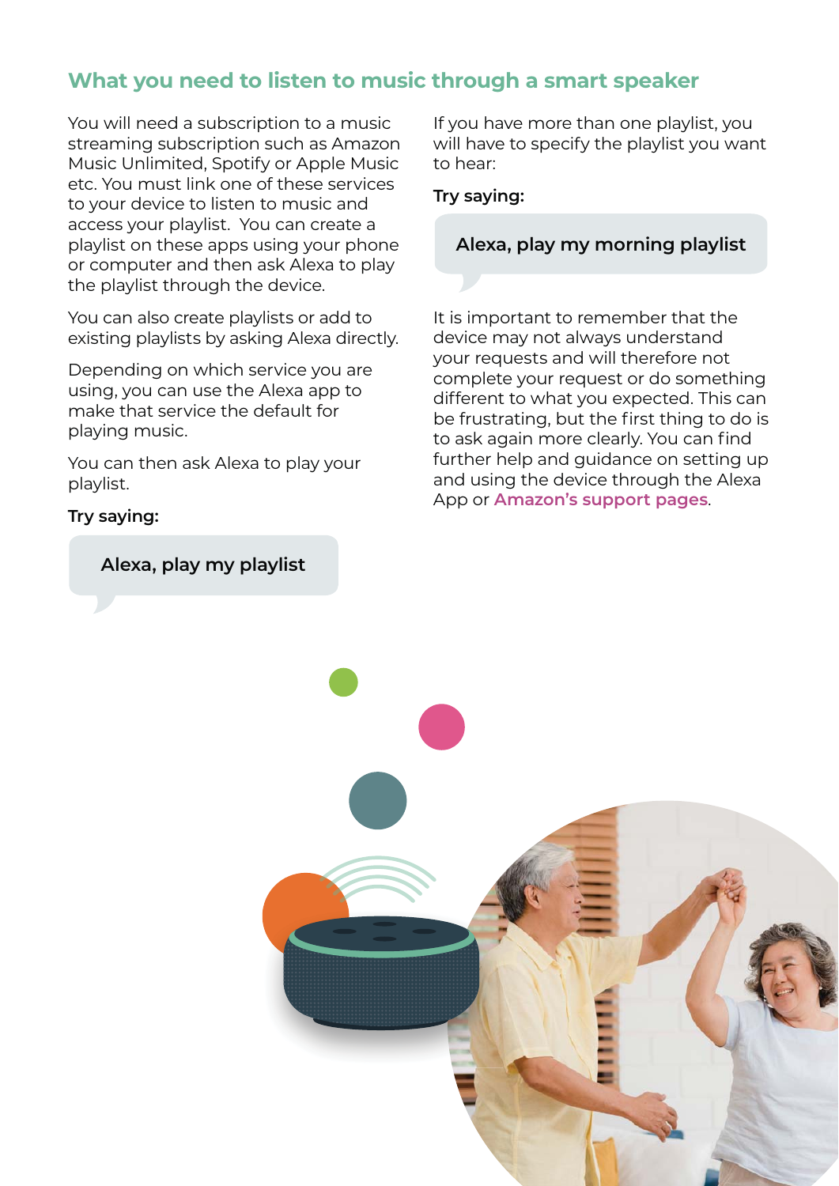## What you need to listen to music through a smart speaker

You will need a subscription to a music streaming subscription such as Amazon Music Unlimited, Spotify or Apple Music etc. You must link one of these services to your device to listen to music and access your playlist. You can create a playlist on these apps using your phone or computer and then ask Alexa to play the playlist through the device.

You can also create playlists or add to existing playlists by asking Alexa directly.

Depending on which service you are using, you can use the Alexa app to make that service the default for playing music.

You can then ask Alexa to play your playlist.

**Try saying:**

**Alexa, play my playlist**

If you have more than one playlist, you will have to specify the playlist you want to hear:

**Try saying:**

**Alexa, play my morning playlist**

It is important to remember that the device may not always understand your requests and will therefore not complete your request or do something different to what you expected. This can be frustrating, but the first thing to do is to ask again more clearly. You can find further help and guidance on setting up and using the device through the Alexa App or **Amazon's support pages**.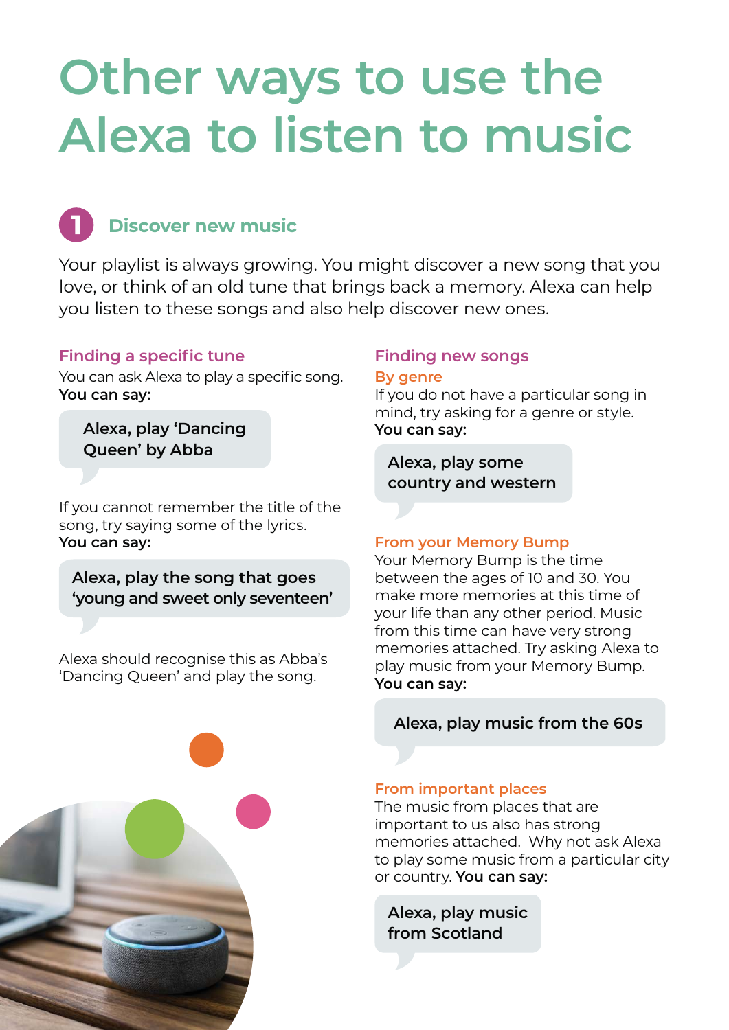# Other ways to use the Alexa to listen to music

## 1 Discover new music

Your playlist is always growing. You might discover a new song that you love, or think of an old tune that brings back a memory. Alexa can help you listen to these songs and also help discover new ones.

### Finding a specific tune

You can ask Alexa to play a specific song.
**You can say:**

> **Alexa, play 'Dancing Queen' by Abba**

If you cannot remember the title of the song, try saying some of the lyrics.
**You can say:**

> **Alexa, play the song that goes 'young and sweet only seventeen'**

Alexa should recognise this as Abba's 'Dancing Queen' and play the song.

### Finding new songs

#### By genre

If you do not have a particular song in mind, try asking for a genre or style.
**You can say:**

> **Alexa, play some country and western**

#### From your Memory Bump

Your Memory Bump is the time between the ages of 10 and 30. You make more memories at this time of your life than any other period. Music from this time can have very strong memories attached. Try asking Alexa to play music from your Memory Bump.
**You can say:**

> **Alexa, play music from the 60s**

#### From important places

The music from places that are important to us also has strong memories attached. Why not ask Alexa to play some music from a particular city or country. **You can say:**

> **Alexa, play music from Scotland**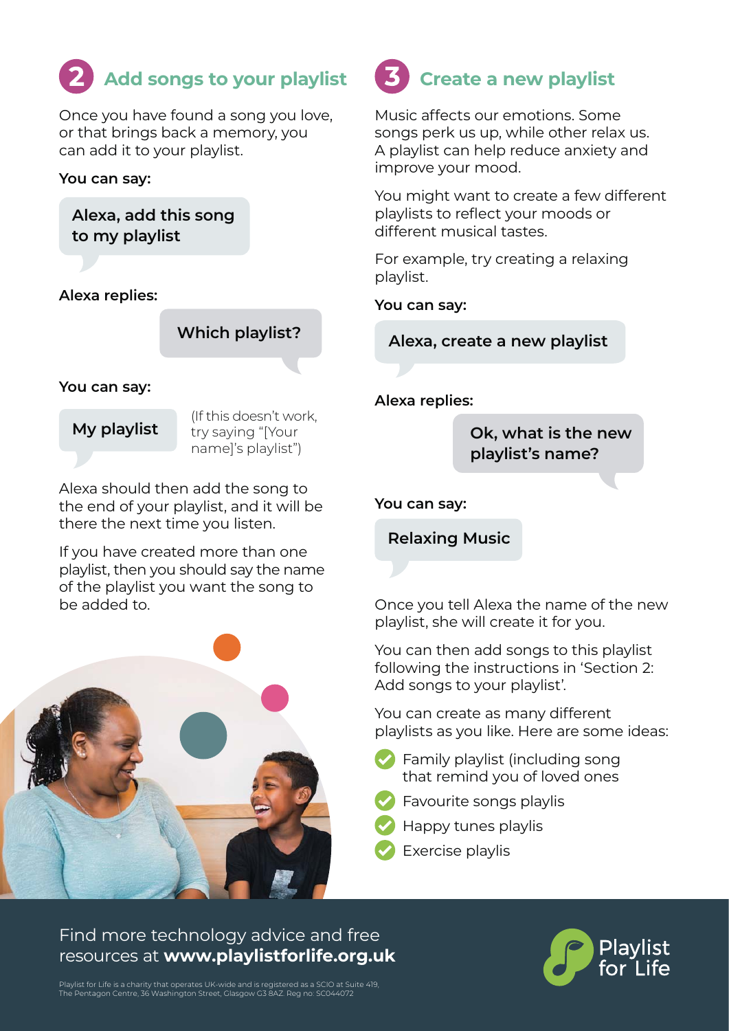## 2 Add songs to your playlist

Once you have found a song you love, or that brings back a memory, you can add it to your playlist.

**You can say:**

**Alexa, add this song to my playlist**

**Alexa replies:**

**Which playlist?**

**You can say:**

**My playlist**

(If this doesn't work, try saying "[Your name]'s playlist")

Alexa should then add the song to the end of your playlist, and it will be there the next time you listen.

If you have created more than one playlist, then you should say the name of the playlist you want the song to be added to.

## 3 Create a new playlist

Music affects our emotions. Some songs perk us up, while other relax us. A playlist can help reduce anxiety and improve your mood.

You might want to create a few different playlists to reflect your moods or different musical tastes.

For example, try creating a relaxing playlist.

**You can say:**

**Alexa, create a new playlist**

**Alexa replies:**

**Ok, what is the new playlist's name?**

**You can say:**

**Relaxing Music**

Once you tell Alexa the name of the new playlist, she will create it for you.

You can then add songs to this playlist following the instructions in 'Section 2: Add songs to your playlist'.

You can create as many different playlists as you like. Here are some ideas:

- Family playlist (including song that remind you of loved ones
- Favourite songs playlis
- Happy tunes playlis
- Exercise playlis

Find more technology advice and free resources at **www.playlistforlife.org.uk**

Playlist for Life

Playlist for Life is a charity that operates UK-wide and is registered as a SCIO at Suite 419, The Pentagon Centre, 36 Washington Street, Glasgow G3 8AZ. Reg no: SC044072